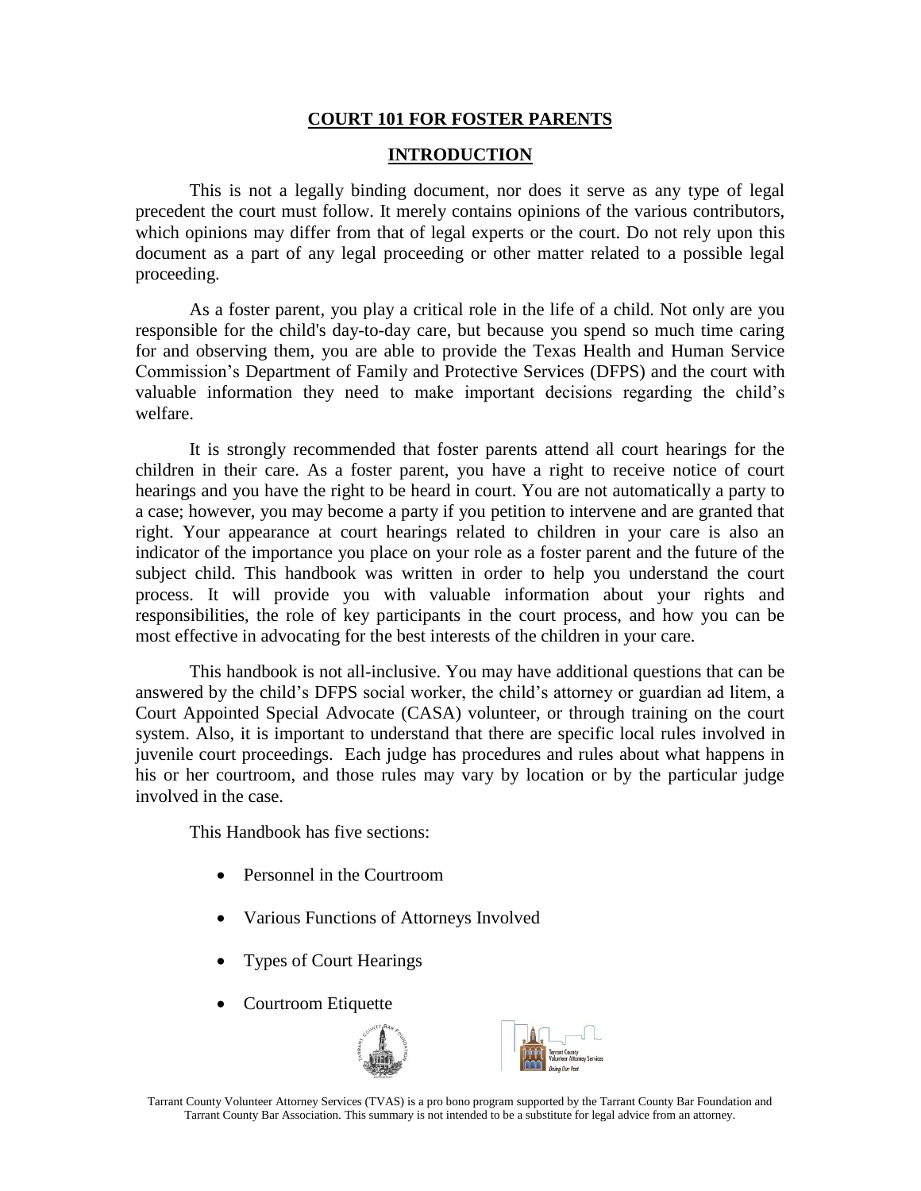# COURT 101 FOR FOSTER PARENTS

## INTRODUCTION

This is not a legally binding document, nor does it serve as any type of legal precedent the court must follow. It merely contains opinions of the various contributors, which opinions may differ from that of legal experts or the court. Do not rely upon this document as a part of any legal proceeding or other matter related to a possible legal proceeding.

As a foster parent, you play a critical role in the life of a child. Not only are you responsible for the child's day-to-day care, but because you spend so much time caring for and observing them, you are able to provide the Texas Health and Human Service Commission's Department of Family and Protective Services (DFPS) and the court with valuable information they need to make important decisions regarding the child's welfare.

It is strongly recommended that foster parents attend all court hearings for the children in their care. As a foster parent, you have a right to receive notice of court hearings and you have the right to be heard in court. You are not automatically a party to a case; however, you may become a party if you petition to intervene and are granted that right. Your appearance at court hearings related to children in your care is also an indicator of the importance you place on your role as a foster parent and the future of the subject child. This handbook was written in order to help you understand the court process. It will provide you with valuable information about your rights and responsibilities, the role of key participants in the court process, and how you can be most effective in advocating for the best interests of the children in your care.

This handbook is not all-inclusive. You may have additional questions that can be answered by the child's DFPS social worker, the child's attorney or guardian ad litem, a Court Appointed Special Advocate (CASA) volunteer, or through training on the court system. Also, it is important to understand that there are specific local rules involved in juvenile court proceedings. Each judge has procedures and rules about what happens in his or her courtroom, and those rules may vary by location or by the particular judge involved in the case.

This Handbook has five sections:

- Personnel in the Courtroom
- Various Functions of Attorneys Involved
- Types of Court Hearings
- Courtroom Etiquette

Tarrant County Volunteer Attorney Services (TVAS) is a pro bono program supported by the Tarrant County Bar Foundation and Tarrant County Bar Association. This summary is not intended to be a substitute for legal advice from an attorney.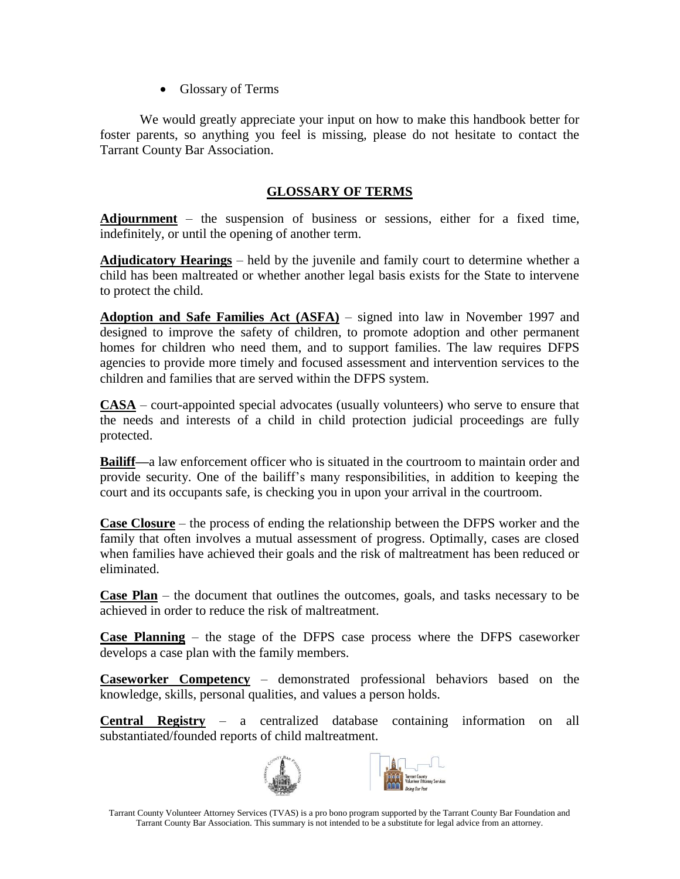- Glossary of Terms

We would greatly appreciate your input on how to make this handbook better for foster parents, so anything you feel is missing, please do not hesitate to contact the Tarrant County Bar Association.

## GLOSSARY OF TERMS

**Adjournment** – the suspension of business or sessions, either for a fixed time, indefinitely, or until the opening of another term.

**Adjudicatory Hearings** – held by the juvenile and family court to determine whether a child has been maltreated or whether another legal basis exists for the State to intervene to protect the child.

**Adoption and Safe Families Act (ASFA)** – signed into law in November 1997 and designed to improve the safety of children, to promote adoption and other permanent homes for children who need them, and to support families. The law requires DFPS agencies to provide more timely and focused assessment and intervention services to the children and families that are served within the DFPS system.

**CASA** – court-appointed special advocates (usually volunteers) who serve to ensure that the needs and interests of a child in child protection judicial proceedings are fully protected.

**Bailiff**—a law enforcement officer who is situated in the courtroom to maintain order and provide security. One of the bailiff's many responsibilities, in addition to keeping the court and its occupants safe, is checking you in upon your arrival in the courtroom.

**Case Closure** – the process of ending the relationship between the DFPS worker and the family that often involves a mutual assessment of progress. Optimally, cases are closed when families have achieved their goals and the risk of maltreatment has been reduced or eliminated.

**Case Plan** – the document that outlines the outcomes, goals, and tasks necessary to be achieved in order to reduce the risk of maltreatment.

**Case Planning** – the stage of the DFPS case process where the DFPS caseworker develops a case plan with the family members.

**Caseworker Competency** – demonstrated professional behaviors based on the knowledge, skills, personal qualities, and values a person holds.

**Central Registry** – a centralized database containing information on all substantiated/founded reports of child maltreatment.

Tarrant County Volunteer Attorney Services (TVAS) is a pro bono program supported by the Tarrant County Bar Foundation and Tarrant County Bar Association. This summary is not intended to be a substitute for legal advice from an attorney.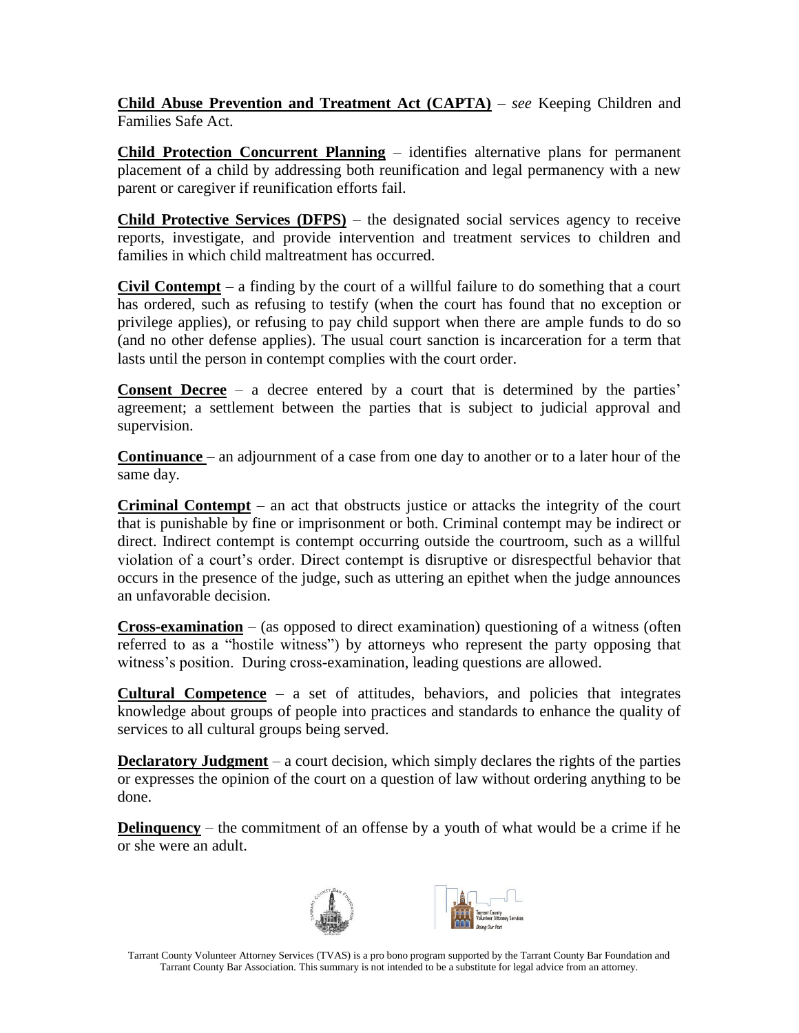**Child Abuse Prevention and Treatment Act (CAPTA)** – *see* Keeping Children and Families Safe Act.

**Child Protection Concurrent Planning** – identifies alternative plans for permanent placement of a child by addressing both reunification and legal permanency with a new parent or caregiver if reunification efforts fail.

**Child Protective Services (DFPS)** – the designated social services agency to receive reports, investigate, and provide intervention and treatment services to children and families in which child maltreatment has occurred.

**Civil Contempt** – a finding by the court of a willful failure to do something that a court has ordered, such as refusing to testify (when the court has found that no exception or privilege applies), or refusing to pay child support when there are ample funds to do so (and no other defense applies). The usual court sanction is incarceration for a term that lasts until the person in contempt complies with the court order.

**Consent Decree** – a decree entered by a court that is determined by the parties' agreement; a settlement between the parties that is subject to judicial approval and supervision.

**Continuance** – an adjournment of a case from one day to another or to a later hour of the same day.

**Criminal Contempt** – an act that obstructs justice or attacks the integrity of the court that is punishable by fine or imprisonment or both. Criminal contempt may be indirect or direct. Indirect contempt is contempt occurring outside the courtroom, such as a willful violation of a court's order. Direct contempt is disruptive or disrespectful behavior that occurs in the presence of the judge, such as uttering an epithet when the judge announces an unfavorable decision.

**Cross-examination** – (as opposed to direct examination) questioning of a witness (often referred to as a "hostile witness") by attorneys who represent the party opposing that witness's position. During cross-examination, leading questions are allowed.

**Cultural Competence** – a set of attitudes, behaviors, and policies that integrates knowledge about groups of people into practices and standards to enhance the quality of services to all cultural groups being served.

**Declaratory Judgment** – a court decision, which simply declares the rights of the parties or expresses the opinion of the court on a question of law without ordering anything to be done.

**Delinquency** – the commitment of an offense by a youth of what would be a crime if he or she were an adult.

Tarrant County Volunteer Attorney Services (TVAS) is a pro bono program supported by the Tarrant County Bar Foundation and Tarrant County Bar Association. This summary is not intended to be a substitute for legal advice from an attorney.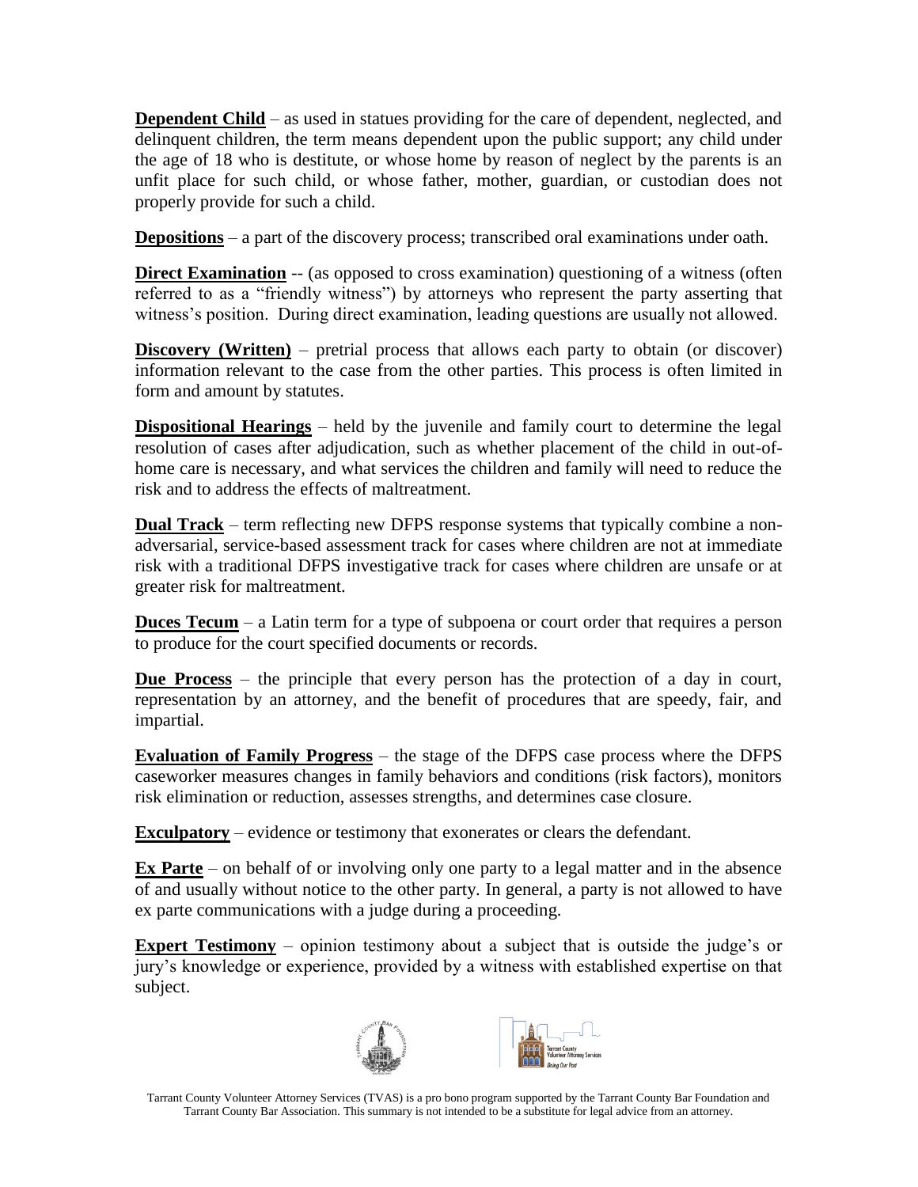**Dependent Child** – as used in statues providing for the care of dependent, neglected, and delinquent children, the term means dependent upon the public support; any child under the age of 18 who is destitute, or whose home by reason of neglect by the parents is an unfit place for such child, or whose father, mother, guardian, or custodian does not properly provide for such a child.

**Depositions** – a part of the discovery process; transcribed oral examinations under oath.

**Direct Examination** -- (as opposed to cross examination) questioning of a witness (often referred to as a "friendly witness") by attorneys who represent the party asserting that witness's position. During direct examination, leading questions are usually not allowed.

**Discovery (Written)** – pretrial process that allows each party to obtain (or discover) information relevant to the case from the other parties. This process is often limited in form and amount by statutes.

**Dispositional Hearings** – held by the juvenile and family court to determine the legal resolution of cases after adjudication, such as whether placement of the child in out-of-home care is necessary, and what services the children and family will need to reduce the risk and to address the effects of maltreatment.

**Dual Track** – term reflecting new DFPS response systems that typically combine a non-adversarial, service-based assessment track for cases where children are not at immediate risk with a traditional DFPS investigative track for cases where children are unsafe or at greater risk for maltreatment.

**Duces Tecum** – a Latin term for a type of subpoena or court order that requires a person to produce for the court specified documents or records.

**Due Process** – the principle that every person has the protection of a day in court, representation by an attorney, and the benefit of procedures that are speedy, fair, and impartial.

**Evaluation of Family Progress** – the stage of the DFPS case process where the DFPS caseworker measures changes in family behaviors and conditions (risk factors), monitors risk elimination or reduction, assesses strengths, and determines case closure.

**Exculpatory** – evidence or testimony that exonerates or clears the defendant.

**Ex Parte** – on behalf of or involving only one party to a legal matter and in the absence of and usually without notice to the other party. In general, a party is not allowed to have ex parte communications with a judge during a proceeding.

**Expert Testimony** – opinion testimony about a subject that is outside the judge's or jury's knowledge or experience, provided by a witness with established expertise on that subject.

Tarrant County Volunteer Attorney Services (TVAS) is a pro bono program supported by the Tarrant County Bar Foundation and Tarrant County Bar Association. This summary is not intended to be a substitute for legal advice from an attorney.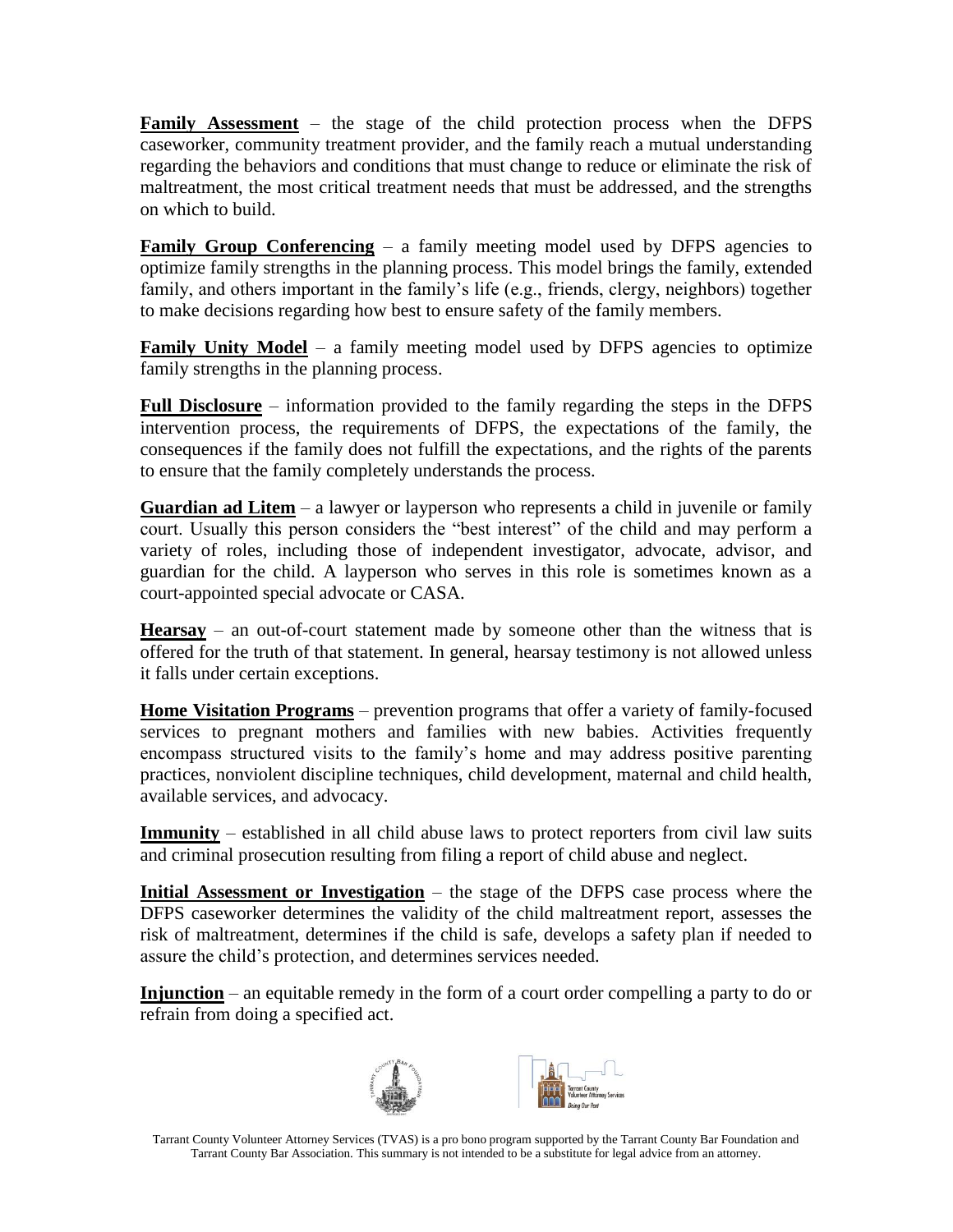**Family Assessment** – the stage of the child protection process when the DFPS caseworker, community treatment provider, and the family reach a mutual understanding regarding the behaviors and conditions that must change to reduce or eliminate the risk of maltreatment, the most critical treatment needs that must be addressed, and the strengths on which to build.

**Family Group Conferencing** – a family meeting model used by DFPS agencies to optimize family strengths in the planning process. This model brings the family, extended family, and others important in the family's life (e.g., friends, clergy, neighbors) together to make decisions regarding how best to ensure safety of the family members.

**Family Unity Model** – a family meeting model used by DFPS agencies to optimize family strengths in the planning process.

**Full Disclosure** – information provided to the family regarding the steps in the DFPS intervention process, the requirements of DFPS, the expectations of the family, the consequences if the family does not fulfill the expectations, and the rights of the parents to ensure that the family completely understands the process.

**Guardian ad Litem** – a lawyer or layperson who represents a child in juvenile or family court. Usually this person considers the "best interest" of the child and may perform a variety of roles, including those of independent investigator, advocate, advisor, and guardian for the child. A layperson who serves in this role is sometimes known as a court-appointed special advocate or CASA.

**Hearsay** – an out-of-court statement made by someone other than the witness that is offered for the truth of that statement. In general, hearsay testimony is not allowed unless it falls under certain exceptions.

**Home Visitation Programs** – prevention programs that offer a variety of family-focused services to pregnant mothers and families with new babies. Activities frequently encompass structured visits to the family's home and may address positive parenting practices, nonviolent discipline techniques, child development, maternal and child health, available services, and advocacy.

**Immunity** – established in all child abuse laws to protect reporters from civil law suits and criminal prosecution resulting from filing a report of child abuse and neglect.

**Initial Assessment or Investigation** – the stage of the DFPS case process where the DFPS caseworker determines the validity of the child maltreatment report, assesses the risk of maltreatment, determines if the child is safe, develops a safety plan if needed to assure the child's protection, and determines services needed.

**Injunction** – an equitable remedy in the form of a court order compelling a party to do or refrain from doing a specified act.

Tarrant County Volunteer Attorney Services (TVAS) is a pro bono program supported by the Tarrant County Bar Foundation and Tarrant County Bar Association. This summary is not intended to be a substitute for legal advice from an attorney.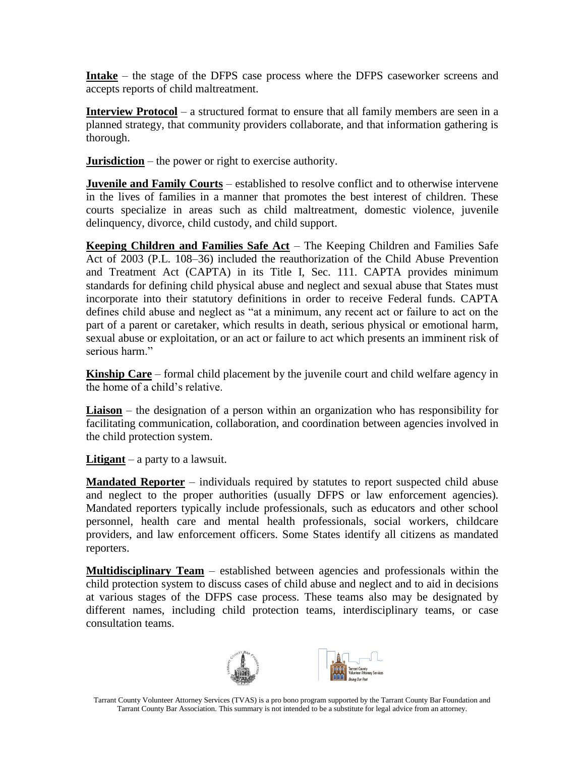**Intake** – the stage of the DFPS case process where the DFPS caseworker screens and accepts reports of child maltreatment.

**Interview Protocol** – a structured format to ensure that all family members are seen in a planned strategy, that community providers collaborate, and that information gathering is thorough.

**Jurisdiction** – the power or right to exercise authority.

**Juvenile and Family Courts** – established to resolve conflict and to otherwise intervene in the lives of families in a manner that promotes the best interest of children. These courts specialize in areas such as child maltreatment, domestic violence, juvenile delinquency, divorce, child custody, and child support.

**Keeping Children and Families Safe Act** – The Keeping Children and Families Safe Act of 2003 (P.L. 108–36) included the reauthorization of the Child Abuse Prevention and Treatment Act (CAPTA) in its Title I, Sec. 111. CAPTA provides minimum standards for defining child physical abuse and neglect and sexual abuse that States must incorporate into their statutory definitions in order to receive Federal funds. CAPTA defines child abuse and neglect as "at a minimum, any recent act or failure to act on the part of a parent or caretaker, which results in death, serious physical or emotional harm, sexual abuse or exploitation, or an act or failure to act which presents an imminent risk of serious harm."

**Kinship Care** – formal child placement by the juvenile court and child welfare agency in the home of a child's relative.

**Liaison** – the designation of a person within an organization who has responsibility for facilitating communication, collaboration, and coordination between agencies involved in the child protection system.

**Litigant** – a party to a lawsuit.

**Mandated Reporter** – individuals required by statutes to report suspected child abuse and neglect to the proper authorities (usually DFPS or law enforcement agencies). Mandated reporters typically include professionals, such as educators and other school personnel, health care and mental health professionals, social workers, childcare providers, and law enforcement officers. Some States identify all citizens as mandated reporters.

**Multidisciplinary Team** – established between agencies and professionals within the child protection system to discuss cases of child abuse and neglect and to aid in decisions at various stages of the DFPS case process. These teams also may be designated by different names, including child protection teams, interdisciplinary teams, or case consultation teams.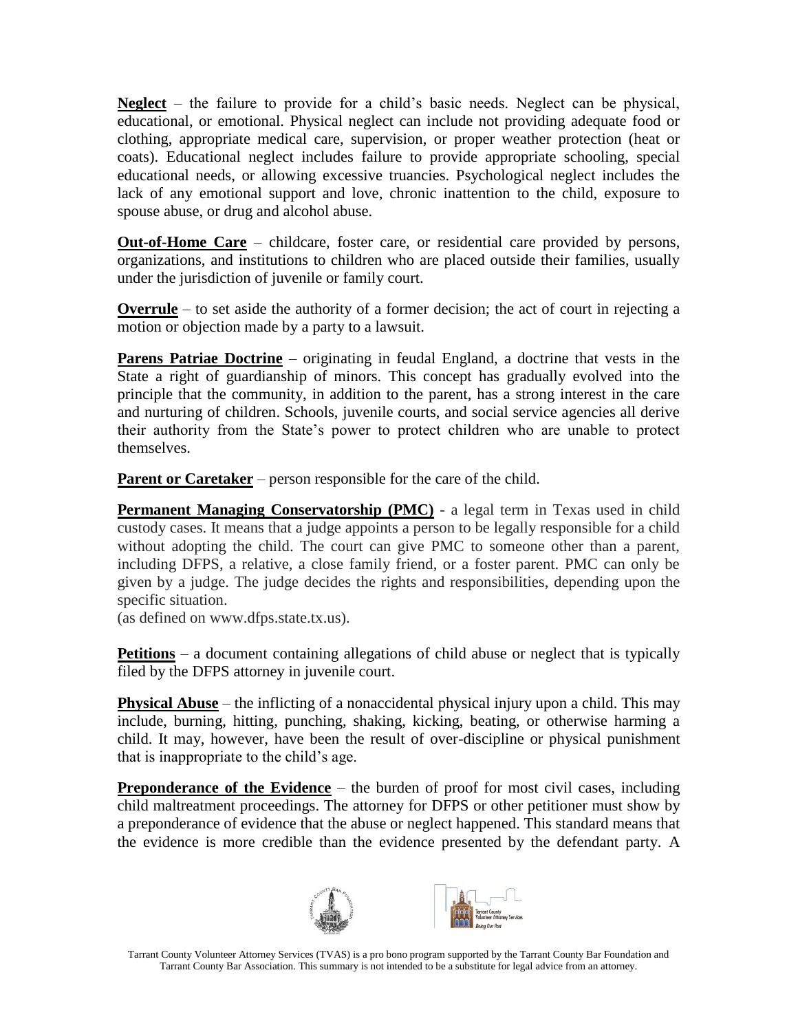**Neglect** – the failure to provide for a child's basic needs. Neglect can be physical, educational, or emotional. Physical neglect can include not providing adequate food or clothing, appropriate medical care, supervision, or proper weather protection (heat or coats). Educational neglect includes failure to provide appropriate schooling, special educational needs, or allowing excessive truancies. Psychological neglect includes the lack of any emotional support and love, chronic inattention to the child, exposure to spouse abuse, or drug and alcohol abuse.

**Out-of-Home Care** – childcare, foster care, or residential care provided by persons, organizations, and institutions to children who are placed outside their families, usually under the jurisdiction of juvenile or family court.

**Overrule** – to set aside the authority of a former decision; the act of court in rejecting a motion or objection made by a party to a lawsuit.

**Parens Patriae Doctrine** – originating in feudal England, a doctrine that vests in the State a right of guardianship of minors. This concept has gradually evolved into the principle that the community, in addition to the parent, has a strong interest in the care and nurturing of children. Schools, juvenile courts, and social service agencies all derive their authority from the State's power to protect children who are unable to protect themselves.

**Parent or Caretaker** – person responsible for the care of the child.

**Permanent Managing Conservatorship (PMC)** - a legal term in Texas used in child custody cases. It means that a judge appoints a person to be legally responsible for a child without adopting the child. The court can give PMC to someone other than a parent, including DFPS, a relative, a close family friend, or a foster parent. PMC can only be given by a judge. The judge decides the rights and responsibilities, depending upon the specific situation.
(as defined on www.dfps.state.tx.us).

**Petitions** – a document containing allegations of child abuse or neglect that is typically filed by the DFPS attorney in juvenile court.

**Physical Abuse** – the inflicting of a nonaccidental physical injury upon a child. This may include, burning, hitting, punching, shaking, kicking, beating, or otherwise harming a child. It may, however, have been the result of over-discipline or physical punishment that is inappropriate to the child's age.

**Preponderance of the Evidence** – the burden of proof for most civil cases, including child maltreatment proceedings. The attorney for DFPS or other petitioner must show by a preponderance of evidence that the abuse or neglect happened. This standard means that the evidence is more credible than the evidence presented by the defendant party. A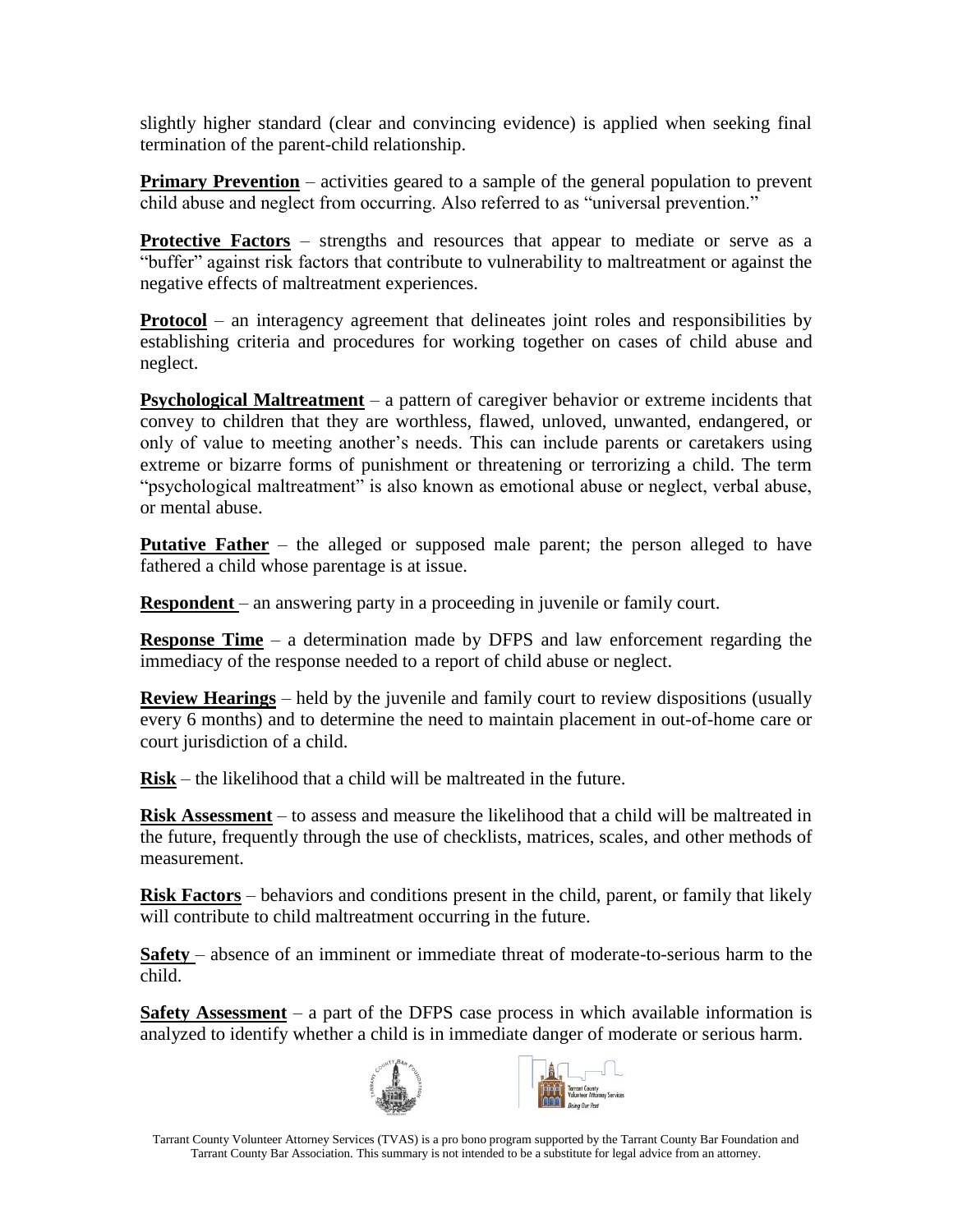slightly higher standard (clear and convincing evidence) is applied when seeking final termination of the parent-child relationship.

**Primary Prevention** – activities geared to a sample of the general population to prevent child abuse and neglect from occurring. Also referred to as "universal prevention."

**Protective Factors** – strengths and resources that appear to mediate or serve as a "buffer" against risk factors that contribute to vulnerability to maltreatment or against the negative effects of maltreatment experiences.

**Protocol** – an interagency agreement that delineates joint roles and responsibilities by establishing criteria and procedures for working together on cases of child abuse and neglect.

**Psychological Maltreatment** – a pattern of caregiver behavior or extreme incidents that convey to children that they are worthless, flawed, unloved, unwanted, endangered, or only of value to meeting another's needs. This can include parents or caretakers using extreme or bizarre forms of punishment or threatening or terrorizing a child. The term "psychological maltreatment" is also known as emotional abuse or neglect, verbal abuse, or mental abuse.

**Putative Father** – the alleged or supposed male parent; the person alleged to have fathered a child whose parentage is at issue.

**Respondent** – an answering party in a proceeding in juvenile or family court.

**Response Time** – a determination made by DFPS and law enforcement regarding the immediacy of the response needed to a report of child abuse or neglect.

**Review Hearings** – held by the juvenile and family court to review dispositions (usually every 6 months) and to determine the need to maintain placement in out-of-home care or court jurisdiction of a child.

**Risk** – the likelihood that a child will be maltreated in the future.

**Risk Assessment** – to assess and measure the likelihood that a child will be maltreated in the future, frequently through the use of checklists, matrices, scales, and other methods of measurement.

**Risk Factors** – behaviors and conditions present in the child, parent, or family that likely will contribute to child maltreatment occurring in the future.

**Safety** – absence of an imminent or immediate threat of moderate-to-serious harm to the child.

**Safety Assessment** – a part of the DFPS case process in which available information is analyzed to identify whether a child is in immediate danger of moderate or serious harm.

Tarrant County Volunteer Attorney Services (TVAS) is a pro bono program supported by the Tarrant County Bar Foundation and Tarrant County Bar Association. This summary is not intended to be a substitute for legal advice from an attorney.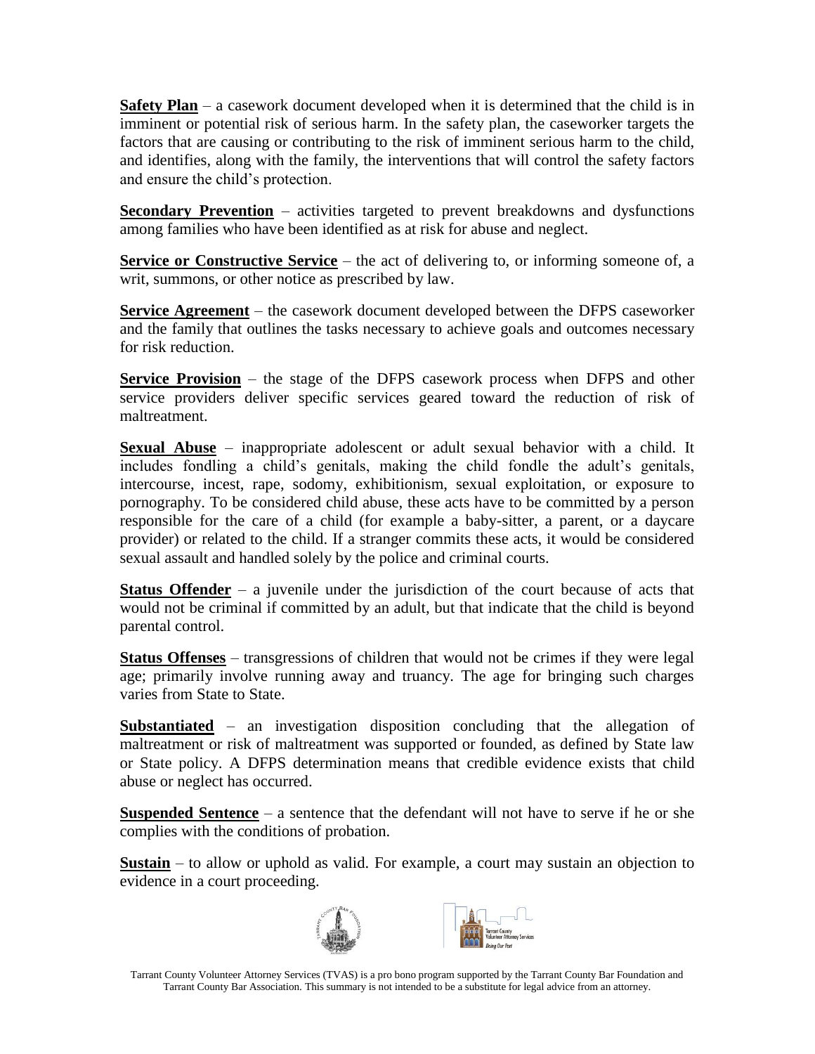**Safety Plan** – a casework document developed when it is determined that the child is in imminent or potential risk of serious harm. In the safety plan, the caseworker targets the factors that are causing or contributing to the risk of imminent serious harm to the child, and identifies, along with the family, the interventions that will control the safety factors and ensure the child's protection.

**Secondary Prevention** – activities targeted to prevent breakdowns and dysfunctions among families who have been identified as at risk for abuse and neglect.

**Service or Constructive Service** – the act of delivering to, or informing someone of, a writ, summons, or other notice as prescribed by law.

**Service Agreement** – the casework document developed between the DFPS caseworker and the family that outlines the tasks necessary to achieve goals and outcomes necessary for risk reduction.

**Service Provision** – the stage of the DFPS casework process when DFPS and other service providers deliver specific services geared toward the reduction of risk of maltreatment.

**Sexual Abuse** – inappropriate adolescent or adult sexual behavior with a child. It includes fondling a child's genitals, making the child fondle the adult's genitals, intercourse, incest, rape, sodomy, exhibitionism, sexual exploitation, or exposure to pornography. To be considered child abuse, these acts have to be committed by a person responsible for the care of a child (for example a baby-sitter, a parent, or a daycare provider) or related to the child. If a stranger commits these acts, it would be considered sexual assault and handled solely by the police and criminal courts.

**Status Offender** – a juvenile under the jurisdiction of the court because of acts that would not be criminal if committed by an adult, but that indicate that the child is beyond parental control.

**Status Offenses** – transgressions of children that would not be crimes if they were legal age; primarily involve running away and truancy. The age for bringing such charges varies from State to State.

**Substantiated** – an investigation disposition concluding that the allegation of maltreatment or risk of maltreatment was supported or founded, as defined by State law or State policy. A DFPS determination means that credible evidence exists that child abuse or neglect has occurred.

**Suspended Sentence** – a sentence that the defendant will not have to serve if he or she complies with the conditions of probation.

**Sustain** – to allow or uphold as valid. For example, a court may sustain an objection to evidence in a court proceeding.

Tarrant County Volunteer Attorney Services (TVAS) is a pro bono program supported by the Tarrant County Bar Foundation and Tarrant County Bar Association. This summary is not intended to be a substitute for legal advice from an attorney.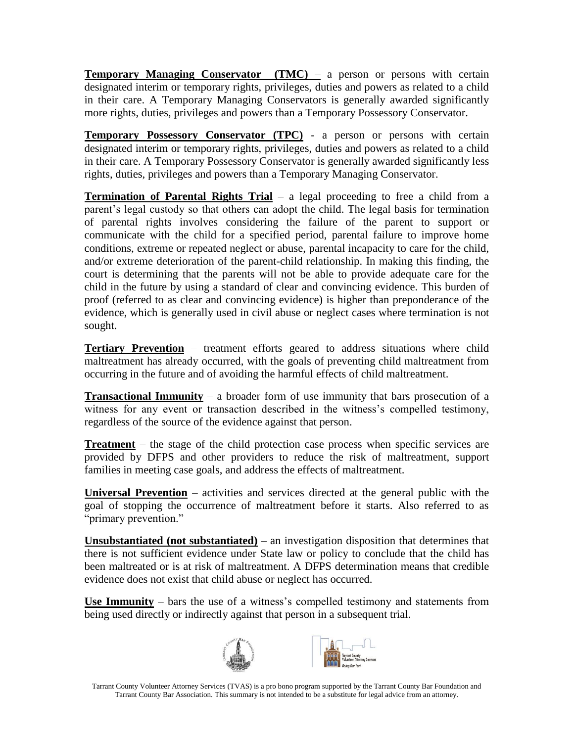**Temporary Managing Conservator (TMC)** – a person or persons with certain designated interim or temporary rights, privileges, duties and powers as related to a child in their care. A Temporary Managing Conservators is generally awarded significantly more rights, duties, privileges and powers than a Temporary Possessory Conservator.

**Temporary Possessory Conservator (TPC)** - a person or persons with certain designated interim or temporary rights, privileges, duties and powers as related to a child in their care. A Temporary Possessory Conservator is generally awarded significantly less rights, duties, privileges and powers than a Temporary Managing Conservator.

**Termination of Parental Rights Trial** – a legal proceeding to free a child from a parent's legal custody so that others can adopt the child. The legal basis for termination of parental rights involves considering the failure of the parent to support or communicate with the child for a specified period, parental failure to improve home conditions, extreme or repeated neglect or abuse, parental incapacity to care for the child, and/or extreme deterioration of the parent-child relationship. In making this finding, the court is determining that the parents will not be able to provide adequate care for the child in the future by using a standard of clear and convincing evidence. This burden of proof (referred to as clear and convincing evidence) is higher than preponderance of the evidence, which is generally used in civil abuse or neglect cases where termination is not sought.

**Tertiary Prevention** – treatment efforts geared to address situations where child maltreatment has already occurred, with the goals of preventing child maltreatment from occurring in the future and of avoiding the harmful effects of child maltreatment.

**Transactional Immunity** – a broader form of use immunity that bars prosecution of a witness for any event or transaction described in the witness's compelled testimony, regardless of the source of the evidence against that person.

**Treatment** – the stage of the child protection case process when specific services are provided by DFPS and other providers to reduce the risk of maltreatment, support families in meeting case goals, and address the effects of maltreatment.

**Universal Prevention** – activities and services directed at the general public with the goal of stopping the occurrence of maltreatment before it starts. Also referred to as "primary prevention."

**Unsubstantiated (not substantiated)** – an investigation disposition that determines that there is not sufficient evidence under State law or policy to conclude that the child has been maltreated or is at risk of maltreatment. A DFPS determination means that credible evidence does not exist that child abuse or neglect has occurred.

**Use Immunity** – bars the use of a witness's compelled testimony and statements from being used directly or indirectly against that person in a subsequent trial.

Tarrant County Volunteer Attorney Services (TVAS) is a pro bono program supported by the Tarrant County Bar Foundation and Tarrant County Bar Association. This summary is not intended to be a substitute for legal advice from an attorney.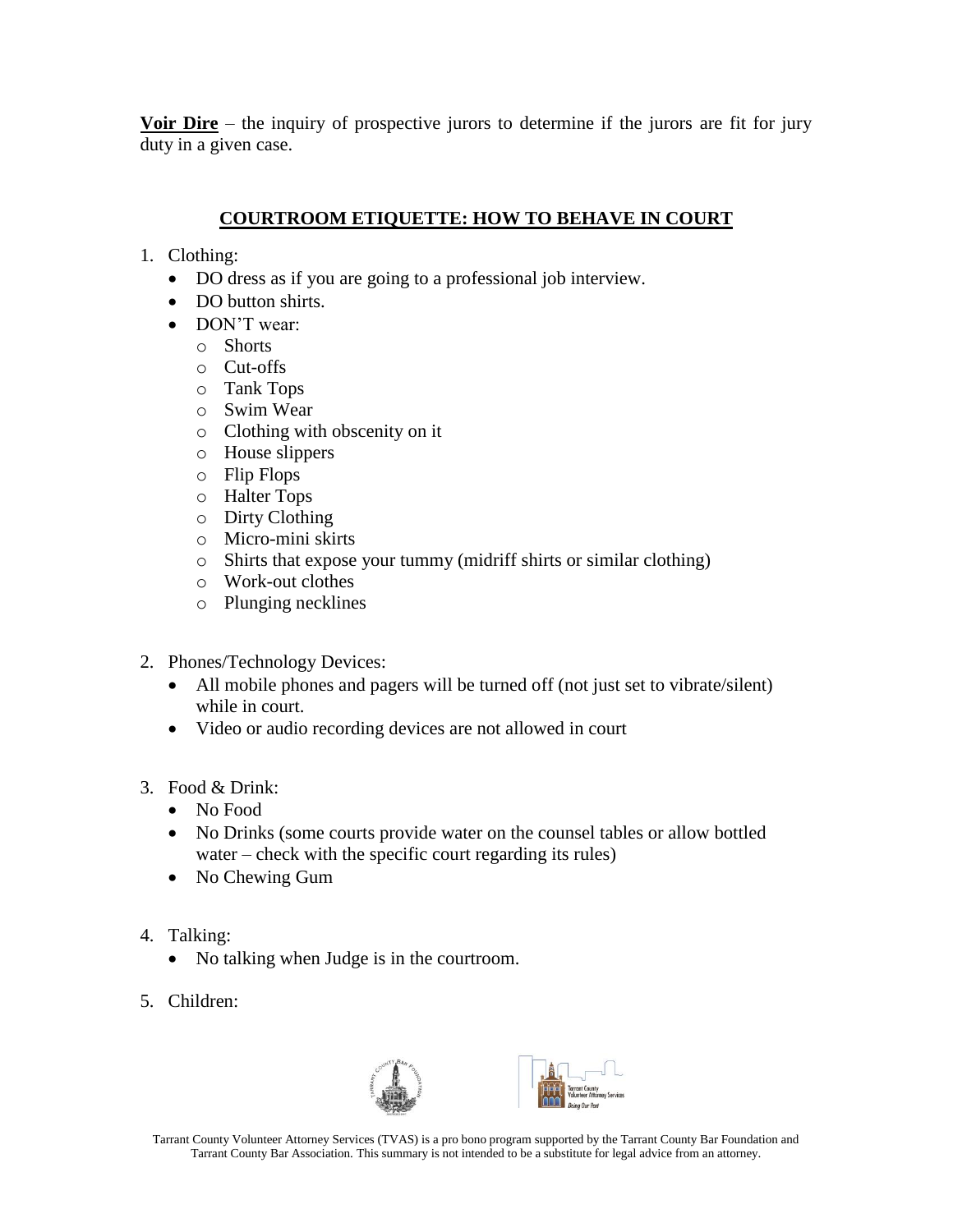**Voir Dire** – the inquiry of prospective jurors to determine if the jurors are fit for jury duty in a given case.

## COURTROOM ETIQUETTE: HOW TO BEHAVE IN COURT

1. Clothing:
   - DO dress as if you are going to a professional job interview.
   - DO button shirts.
   - DON'T wear:
     - Shorts
     - Cut-offs
     - Tank Tops
     - Swim Wear
     - Clothing with obscenity on it
     - House slippers
     - Flip Flops
     - Halter Tops
     - Dirty Clothing
     - Micro-mini skirts
     - Shirts that expose your tummy (midriff shirts or similar clothing)
     - Work-out clothes
     - Plunging necklines

2. Phones/Technology Devices:
   - All mobile phones and pagers will be turned off (not just set to vibrate/silent) while in court.
   - Video or audio recording devices are not allowed in court

3. Food & Drink:
   - No Food
   - No Drinks (some courts provide water on the counsel tables or allow bottled water – check with the specific court regarding its rules)
   - No Chewing Gum

4. Talking:
   - No talking when Judge is in the courtroom.

5. Children:

Tarrant County Volunteer Attorney Services (TVAS) is a pro bono program supported by the Tarrant County Bar Foundation and Tarrant County Bar Association. This summary is not intended to be a substitute for legal advice from an attorney.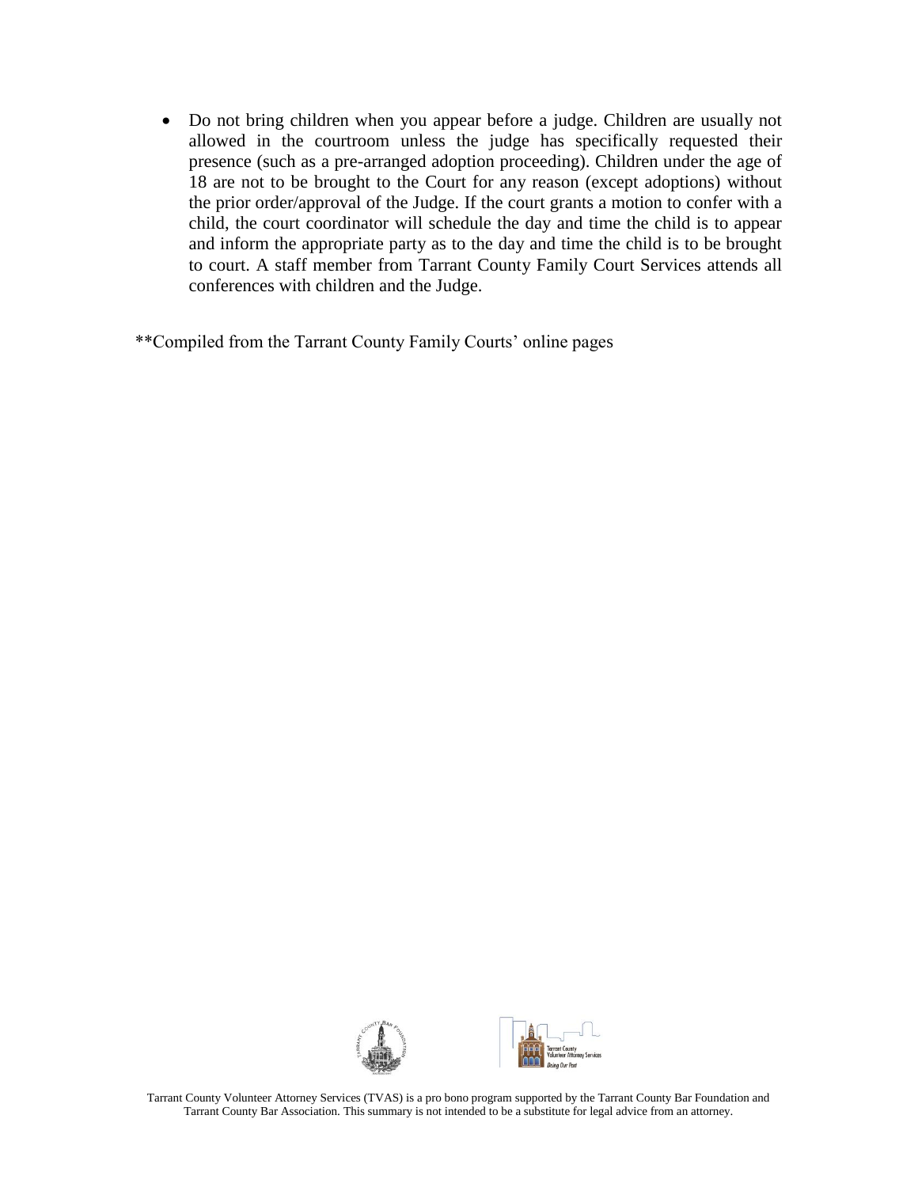- Do not bring children when you appear before a judge. Children are usually not allowed in the courtroom unless the judge has specifically requested their presence (such as a pre-arranged adoption proceeding). Children under the age of 18 are not to be brought to the Court for any reason (except adoptions) without the prior order/approval of the Judge. If the court grants a motion to confer with a child, the court coordinator will schedule the day and time the child is to appear and inform the appropriate party as to the day and time the child is to be brought to court. A staff member from Tarrant County Family Court Services attends all conferences with children and the Judge.

**Compiled from the Tarrant County Family Courts' online pages

Tarrant County Volunteer Attorney Services (TVAS) is a pro bono program supported by the Tarrant County Bar Foundation and Tarrant County Bar Association. This summary is not intended to be a substitute for legal advice from an attorney.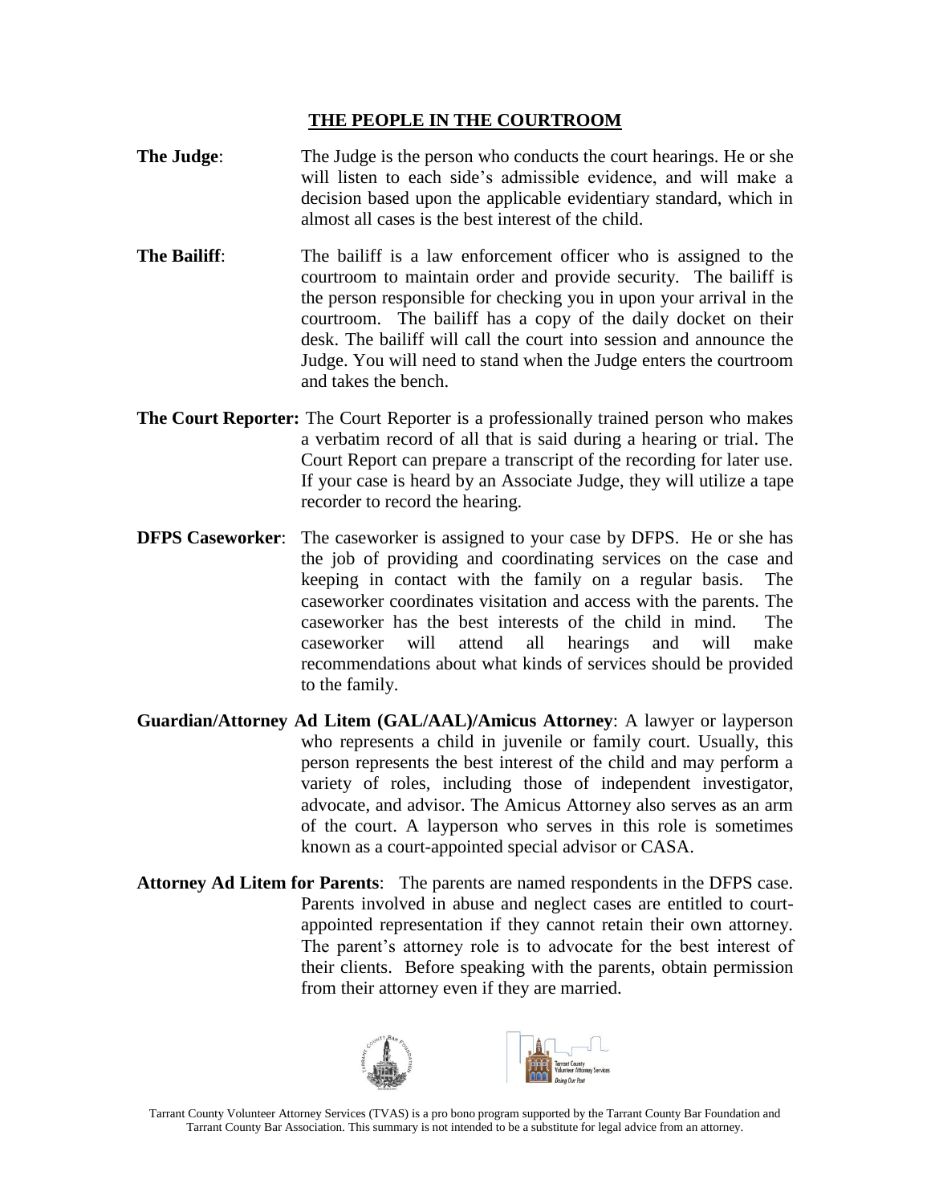## THE PEOPLE IN THE COURTROOM

**The Judge**: The Judge is the person who conducts the court hearings. He or she will listen to each side's admissible evidence, and will make a decision based upon the applicable evidentiary standard, which in almost all cases is the best interest of the child.

**The Bailiff**: The bailiff is a law enforcement officer who is assigned to the courtroom to maintain order and provide security. The bailiff is the person responsible for checking you in upon your arrival in the courtroom. The bailiff has a copy of the daily docket on their desk. The bailiff will call the court into session and announce the Judge. You will need to stand when the Judge enters the courtroom and takes the bench.

**The Court Reporter:** The Court Reporter is a professionally trained person who makes a verbatim record of all that is said during a hearing or trial. The Court Report can prepare a transcript of the recording for later use. If your case is heard by an Associate Judge, they will utilize a tape recorder to record the hearing.

**DFPS Caseworker**: The caseworker is assigned to your case by DFPS. He or she has the job of providing and coordinating services on the case and keeping in contact with the family on a regular basis. The caseworker coordinates visitation and access with the parents. The caseworker has the best interests of the child in mind. The caseworker will attend all hearings and will make recommendations about what kinds of services should be provided to the family.

**Guardian/Attorney Ad Litem (GAL/AAL)/Amicus Attorney**: A lawyer or layperson who represents a child in juvenile or family court. Usually, this person represents the best interest of the child and may perform a variety of roles, including those of independent investigator, advocate, and advisor. The Amicus Attorney also serves as an arm of the court. A layperson who serves in this role is sometimes known as a court-appointed special advisor or CASA.

**Attorney Ad Litem for Parents**: The parents are named respondents in the DFPS case. Parents involved in abuse and neglect cases are entitled to court-appointed representation if they cannot retain their own attorney. The parent's attorney role is to advocate for the best interest of their clients. Before speaking with the parents, obtain permission from their attorney even if they are married.

Tarrant County Volunteer Attorney Services (TVAS) is a pro bono program supported by the Tarrant County Bar Foundation and Tarrant County Bar Association. This summary is not intended to be a substitute for legal advice from an attorney.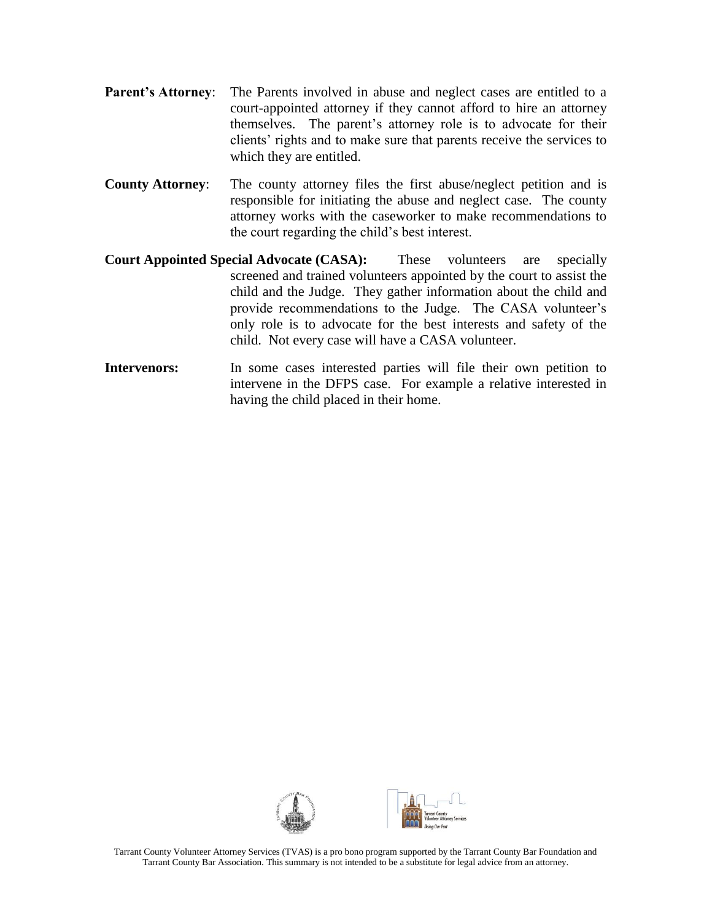**Parent's Attorney**: The Parents involved in abuse and neglect cases are entitled to a court-appointed attorney if they cannot afford to hire an attorney themselves. The parent's attorney role is to advocate for their clients' rights and to make sure that parents receive the services to which they are entitled.

**County Attorney**: The county attorney files the first abuse/neglect petition and is responsible for initiating the abuse and neglect case. The county attorney works with the caseworker to make recommendations to the court regarding the child's best interest.

**Court Appointed Special Advocate (CASA):** These volunteers are specially screened and trained volunteers appointed by the court to assist the child and the Judge. They gather information about the child and provide recommendations to the Judge. The CASA volunteer's only role is to advocate for the best interests and safety of the child. Not every case will have a CASA volunteer.

**Intervenors:** In some cases interested parties will file their own petition to intervene in the DFPS case. For example a relative interested in having the child placed in their home.

Tarrant County Volunteer Attorney Services (TVAS) is a pro bono program supported by the Tarrant County Bar Foundation and Tarrant County Bar Association. This summary is not intended to be a substitute for legal advice from an attorney.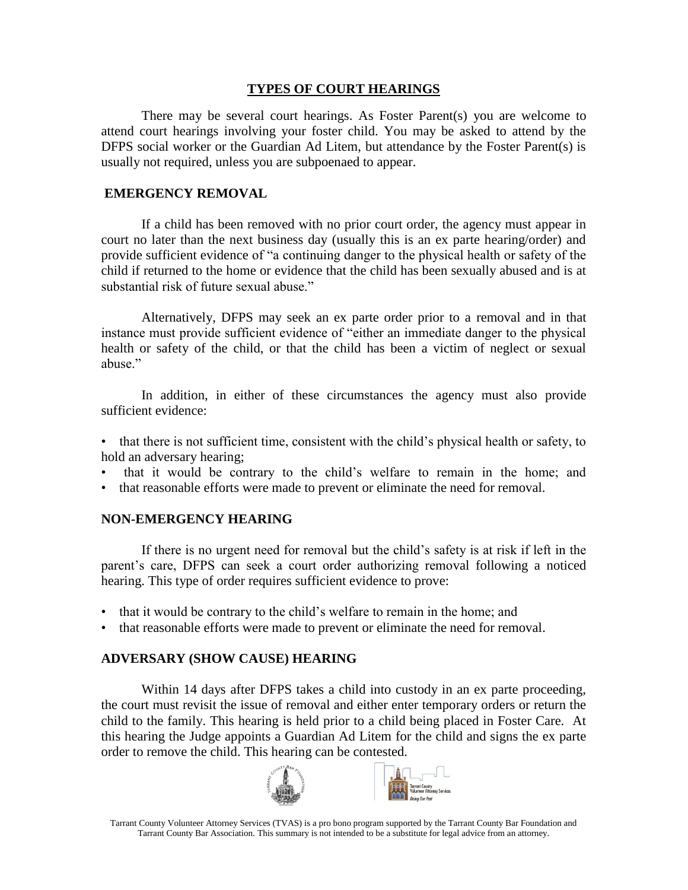## TYPES OF COURT HEARINGS

There may be several court hearings. As Foster Parent(s) you are welcome to attend court hearings involving your foster child. You may be asked to attend by the DFPS social worker or the Guardian Ad Litem, but attendance by the Foster Parent(s) is usually not required, unless you are subpoenaed to appear.

### EMERGENCY REMOVAL

If a child has been removed with no prior court order, the agency must appear in court no later than the next business day (usually this is an ex parte hearing/order) and provide sufficient evidence of "a continuing danger to the physical health or safety of the child if returned to the home or evidence that the child has been sexually abused and is at substantial risk of future sexual abuse."

Alternatively, DFPS may seek an ex parte order prior to a removal and in that instance must provide sufficient evidence of "either an immediate danger to the physical health or safety of the child, or that the child has been a victim of neglect or sexual abuse."

In addition, in either of these circumstances the agency must also provide sufficient evidence:

- that there is not sufficient time, consistent with the child's physical health or safety, to hold an adversary hearing;
- that it would be contrary to the child's welfare to remain in the home; and
- that reasonable efforts were made to prevent or eliminate the need for removal.

### NON-EMERGENCY HEARING

If there is no urgent need for removal but the child's safety is at risk if left in the parent's care, DFPS can seek a court order authorizing removal following a noticed hearing. This type of order requires sufficient evidence to prove:

- that it would be contrary to the child's welfare to remain in the home; and
- that reasonable efforts were made to prevent or eliminate the need for removal.

### ADVERSARY (SHOW CAUSE) HEARING

Within 14 days after DFPS takes a child into custody in an ex parte proceeding, the court must revisit the issue of removal and either enter temporary orders or return the child to the family. This hearing is held prior to a child being placed in Foster Care. At this hearing the Judge appoints a Guardian Ad Litem for the child and signs the ex parte order to remove the child. This hearing can be contested.

Tarrant County Volunteer Attorney Services (TVAS) is a pro bono program supported by the Tarrant County Bar Foundation and Tarrant County Bar Association. This summary is not intended to be a substitute for legal advice from an attorney.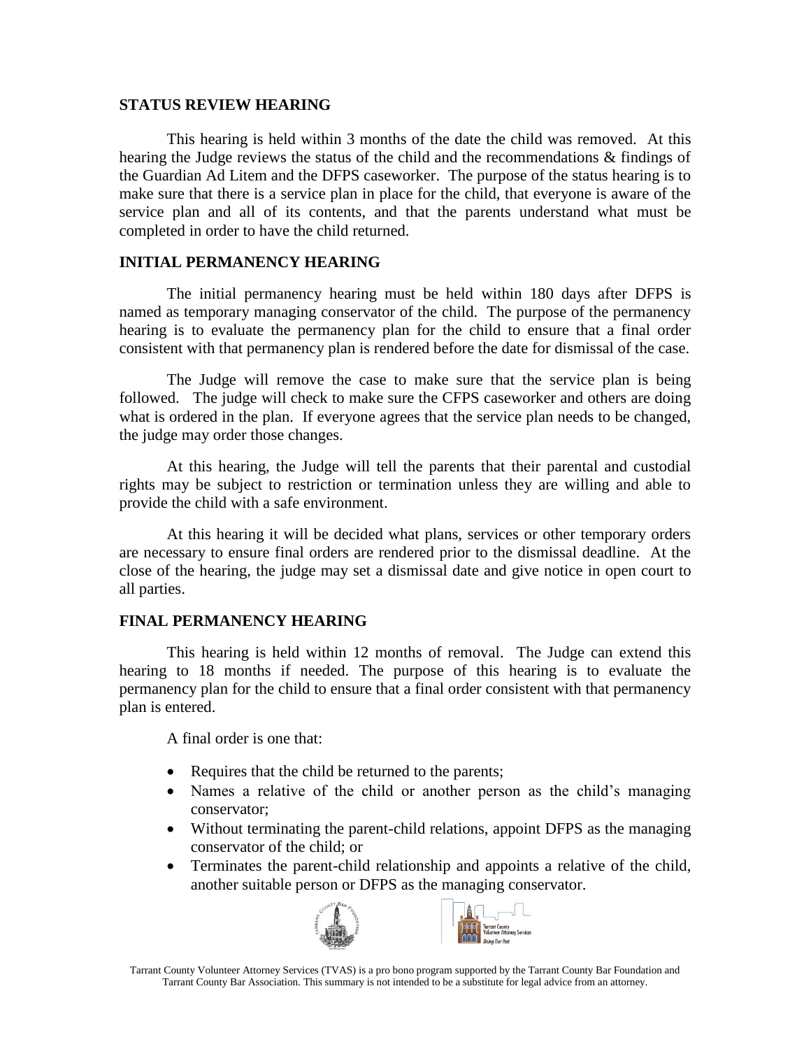## STATUS REVIEW HEARING

This hearing is held within 3 months of the date the child was removed. At this hearing the Judge reviews the status of the child and the recommendations & findings of the Guardian Ad Litem and the DFPS caseworker. The purpose of the status hearing is to make sure that there is a service plan in place for the child, that everyone is aware of the service plan and all of its contents, and that the parents understand what must be completed in order to have the child returned.

## INITIAL PERMANENCY HEARING

The initial permanency hearing must be held within 180 days after DFPS is named as temporary managing conservator of the child. The purpose of the permanency hearing is to evaluate the permanency plan for the child to ensure that a final order consistent with that permanency plan is rendered before the date for dismissal of the case.

The Judge will remove the case to make sure that the service plan is being followed. The judge will check to make sure the CFPS caseworker and others are doing what is ordered in the plan. If everyone agrees that the service plan needs to be changed, the judge may order those changes.

At this hearing, the Judge will tell the parents that their parental and custodial rights may be subject to restriction or termination unless they are willing and able to provide the child with a safe environment.

At this hearing it will be decided what plans, services or other temporary orders are necessary to ensure final orders are rendered prior to the dismissal deadline. At the close of the hearing, the judge may set a dismissal date and give notice in open court to all parties.

## FINAL PERMANENCY HEARING

This hearing is held within 12 months of removal. The Judge can extend this hearing to 18 months if needed. The purpose of this hearing is to evaluate the permanency plan for the child to ensure that a final order consistent with that permanency plan is entered.

A final order is one that:

- Requires that the child be returned to the parents;
- Names a relative of the child or another person as the child's managing conservator;
- Without terminating the parent-child relations, appoint DFPS as the managing conservator of the child; or
- Terminates the parent-child relationship and appoints a relative of the child, another suitable person or DFPS as the managing conservator.

Tarrant County Volunteer Attorney Services (TVAS) is a pro bono program supported by the Tarrant County Bar Foundation and Tarrant County Bar Association. This summary is not intended to be a substitute for legal advice from an attorney.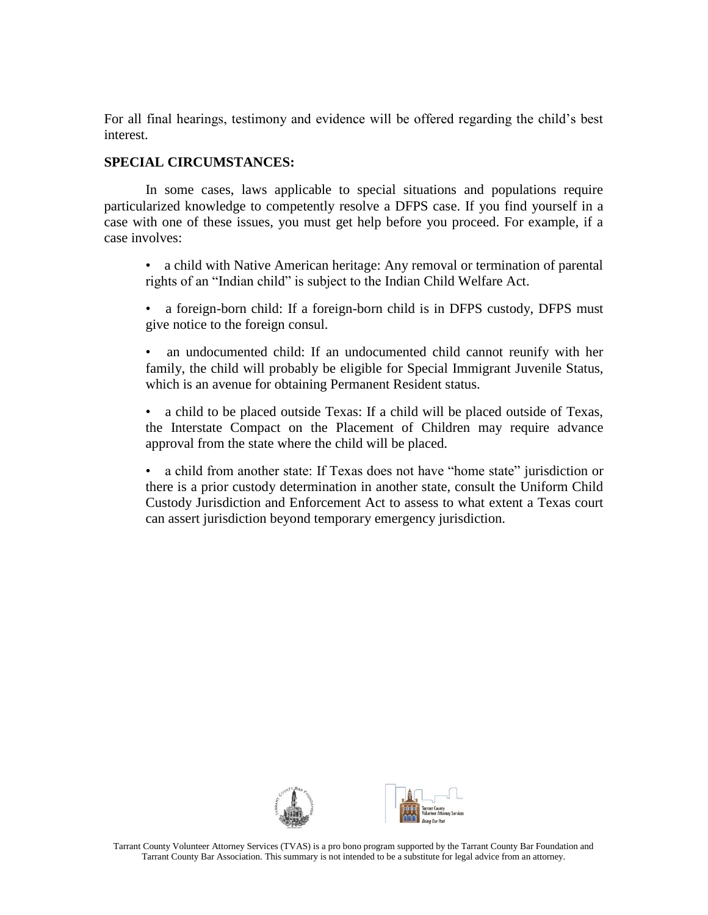For all final hearings, testimony and evidence will be offered regarding the child's best interest.

**SPECIAL CIRCUMSTANCES:**

In some cases, laws applicable to special situations and populations require particularized knowledge to competently resolve a DFPS case. If you find yourself in a case with one of these issues, you must get help before you proceed. For example, if a case involves:

- a child with Native American heritage: Any removal or termination of parental rights of an "Indian child" is subject to the Indian Child Welfare Act.
- a foreign-born child: If a foreign-born child is in DFPS custody, DFPS must give notice to the foreign consul.
- an undocumented child: If an undocumented child cannot reunify with her family, the child will probably be eligible for Special Immigrant Juvenile Status, which is an avenue for obtaining Permanent Resident status.
- a child to be placed outside Texas: If a child will be placed outside of Texas, the Interstate Compact on the Placement of Children may require advance approval from the state where the child will be placed.
- a child from another state: If Texas does not have "home state" jurisdiction or there is a prior custody determination in another state, consult the Uniform Child Custody Jurisdiction and Enforcement Act to assess to what extent a Texas court can assert jurisdiction beyond temporary emergency jurisdiction.

Tarrant County Volunteer Attorney Services (TVAS) is a pro bono program supported by the Tarrant County Bar Foundation and Tarrant County Bar Association. This summary is not intended to be a substitute for legal advice from an attorney.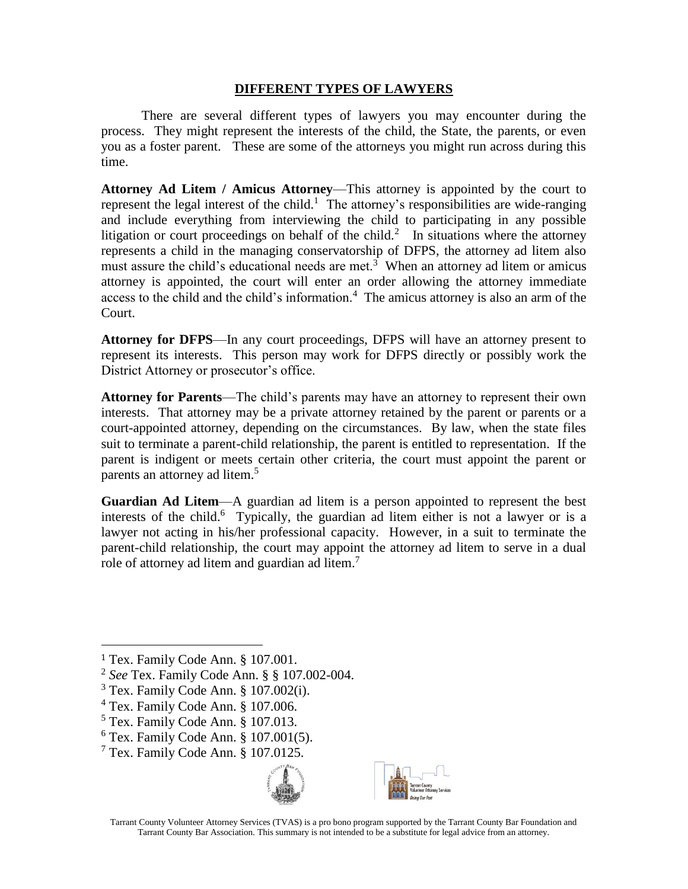## DIFFERENT TYPES OF LAWYERS

There are several different types of lawyers you may encounter during the process. They might represent the interests of the child, the State, the parents, or even you as a foster parent. These are some of the attorneys you might run across during this time.

**Attorney Ad Litem / Amicus Attorney**—This attorney is appointed by the court to represent the legal interest of the child.[1] The attorney's responsibilities are wide-ranging and include everything from interviewing the child to participating in any possible litigation or court proceedings on behalf of the child.[2] In situations where the attorney represents a child in the managing conservatorship of DFPS, the attorney ad litem also must assure the child's educational needs are met.[3] When an attorney ad litem or amicus attorney is appointed, the court will enter an order allowing the attorney immediate access to the child and the child's information.[4] The amicus attorney is also an arm of the Court.

**Attorney for DFPS**—In any court proceedings, DFPS will have an attorney present to represent its interests. This person may work for DFPS directly or possibly work the District Attorney or prosecutor's office.

**Attorney for Parents**—The child's parents may have an attorney to represent their own interests. That attorney may be a private attorney retained by the parent or parents or a court-appointed attorney, depending on the circumstances. By law, when the state files suit to terminate a parent-child relationship, the parent is entitled to representation. If the parent is indigent or meets certain other criteria, the court must appoint the parent or parents an attorney ad litem.[5]

**Guardian Ad Litem**—A guardian ad litem is a person appointed to represent the best interests of the child.[6] Typically, the guardian ad litem either is not a lawyer or is a lawyer not acting in his/her professional capacity. However, in a suit to terminate the parent-child relationship, the court may appoint the attorney ad litem to serve in a dual role of attorney ad litem and guardian ad litem.[7]

---

[1] Tex. Family Code Ann. § 107.001.

[2] *See* Tex. Family Code Ann. § § 107.002-004.

[3] Tex. Family Code Ann. § 107.002(i).

[4] Tex. Family Code Ann. § 107.006.

[5] Tex. Family Code Ann. § 107.013.

[6] Tex. Family Code Ann. § 107.001(5).

[7] Tex. Family Code Ann. § 107.0125.

Tarrant County Volunteer Attorney Services (TVAS) is a pro bono program supported by the Tarrant County Bar Foundation and Tarrant County Bar Association. This summary is not intended to be a substitute for legal advice from an attorney.